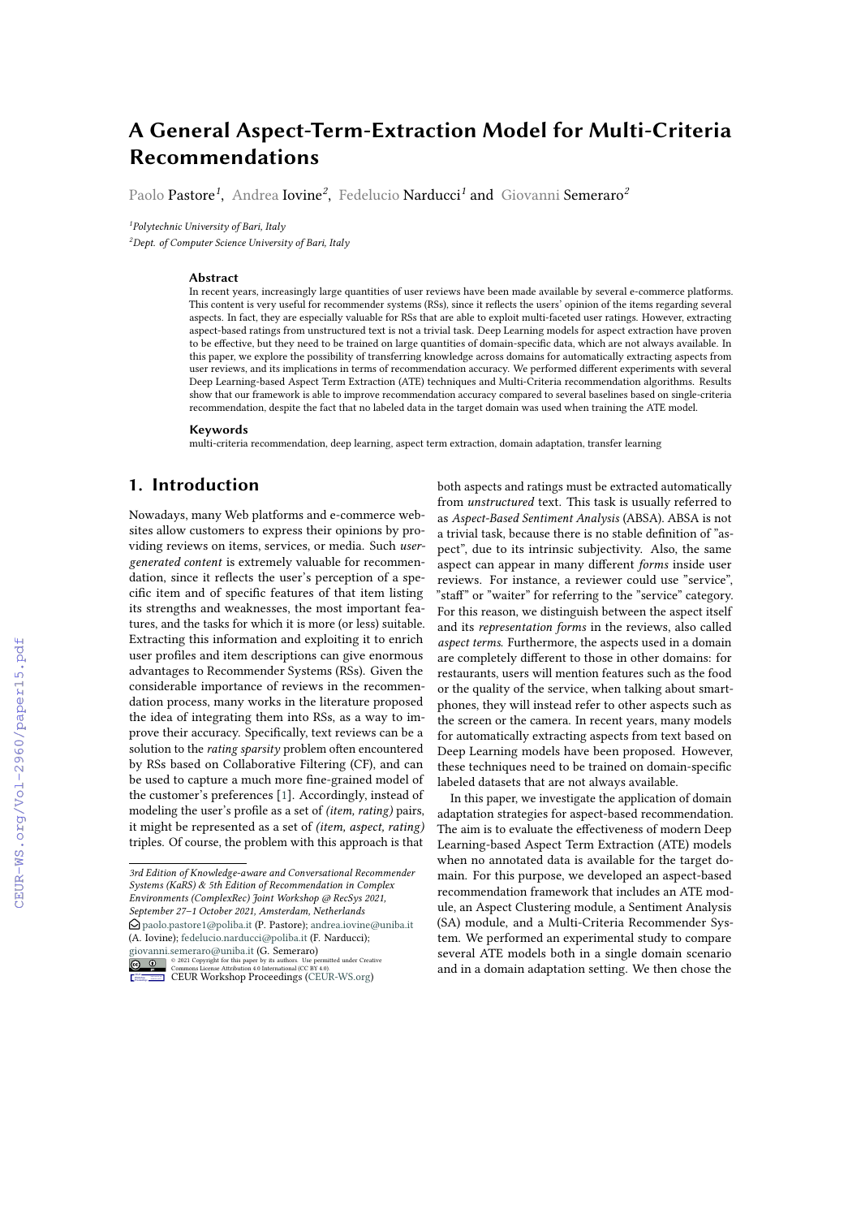# A General Aspect-Term-Extraction Model for Multi-Criteria Recommendations

Paolo Pastore[1], Andrea Iovine[2], Fedelucio Narducci[1] and Giovanni Semeraro[2]

[1]Polytechnic University of Bari, Italy

[2]Dept. of Computer Science University of Bari, Italy

### Abstract

In recent years, increasingly large quantities of user reviews have been made available by several e-commerce platforms. This content is very useful for recommender systems (RSs), since it reflects the users' opinion of the items regarding several aspects. In fact, they are especially valuable for RSs that are able to exploit multi-faceted user ratings. However, extracting aspect-based ratings from unstructured text is not a trivial task. Deep Learning models for aspect extraction have proven to be effective, but they need to be trained on large quantities of domain-specific data, which are not always available. In this paper, we explore the possibility of transferring knowledge across domains for automatically extracting aspects from user reviews, and its implications in terms of recommendation accuracy. We performed different experiments with several Deep Learning-based Aspect Term Extraction (ATE) techniques and Multi-Criteria recommendation algorithms. Results show that our framework is able to improve recommendation accuracy compared to several baselines based on single-criteria recommendation, despite the fact that no labeled data in the target domain was used when training the ATE model.

### Keywords

multi-criteria recommendation, deep learning, aspect term extraction, domain adaptation, transfer learning

## 1. Introduction

Nowadays, many Web platforms and e-commerce websites allow customers to express their opinions by providing reviews on items, services, or media. Such *user-generated content* is extremely valuable for recommendation, since it reflects the user's perception of a specific item and of specific features of that item listing its strengths and weaknesses, the most important features, and the tasks for which it is more (or less) suitable. Extracting this information and exploiting it to enrich user profiles and item descriptions can give enormous advantages to Recommender Systems (RSs). Given the considerable importance of reviews in the recommendation process, many works in the literature proposed the idea of integrating them into RSs, as a way to improve their accuracy. Specifically, text reviews can be a solution to the *rating sparsity* problem often encountered by RSs based on Collaborative Filtering (CF), and can be used to capture a much more fine-grained model of the customer's preferences [1]. Accordingly, instead of modeling the user's profile as a set of *(item, rating)* pairs, it might be represented as a set of *(item, aspect, rating)* triples. Of course, the problem with this approach is that both aspects and ratings must be extracted automatically from *unstructured* text. This task is usually referred to as *Aspect-Based Sentiment Analysis* (ABSA). ABSA is not a trivial task, because there is no stable definition of "aspect", due to its intrinsic subjectivity. Also, the same aspect can appear in many different *forms* inside user reviews. For instance, a reviewer could use "service", "staff" or "waiter" for referring to the "service" category. For this reason, we distinguish between the aspect itself and its *representation forms* in the reviews, also called *aspect terms*. Furthermore, the aspects used in a domain are completely different to those in other domains: for restaurants, users will mention features such as the food or the quality of the service, when talking about smartphones, they will instead refer to other aspects such as the screen or the camera. In recent years, many models for automatically extracting aspects from text based on Deep Learning models have been proposed. However, these techniques need to be trained on domain-specific labeled datasets that are not always available.

In this paper, we investigate the application of domain adaptation strategies for aspect-based recommendation. The aim is to evaluate the effectiveness of modern Deep Learning-based Aspect Term Extraction (ATE) models when no annotated data is available for the target domain. For this purpose, we developed an aspect-based recommendation framework that includes an ATE module, an Aspect Clustering module, a Sentiment Analysis (SA) module, and a Multi-Criteria Recommender System. We performed an experimental study to compare several ATE models both in a single domain scenario and in a domain adaptation setting. We then chose the

3rd Edition of Knowledge-aware and Conversational Recommender Systems (KaRS) & 5th Edition of Recommendation in Complex Environments (ComplexRec) Joint Workshop @ RecSys 2021, September 27–1 October 2021, Amsterdam, Netherlands

paolo.pastore1@poliba.it (P. Pastore); andrea.iovine@uniba.it (A. Iovine); fedelucio.narducci@poliba.it (F. Narducci); giovanni.semeraro@uniba.it (G. Semeraro)

© 2021 Copyright for this paper by its authors. Use permitted under Creative Commons License Attribution 4.0 International (CC BY 4.0).

CEUR Workshop Proceedings (CEUR-WS.org)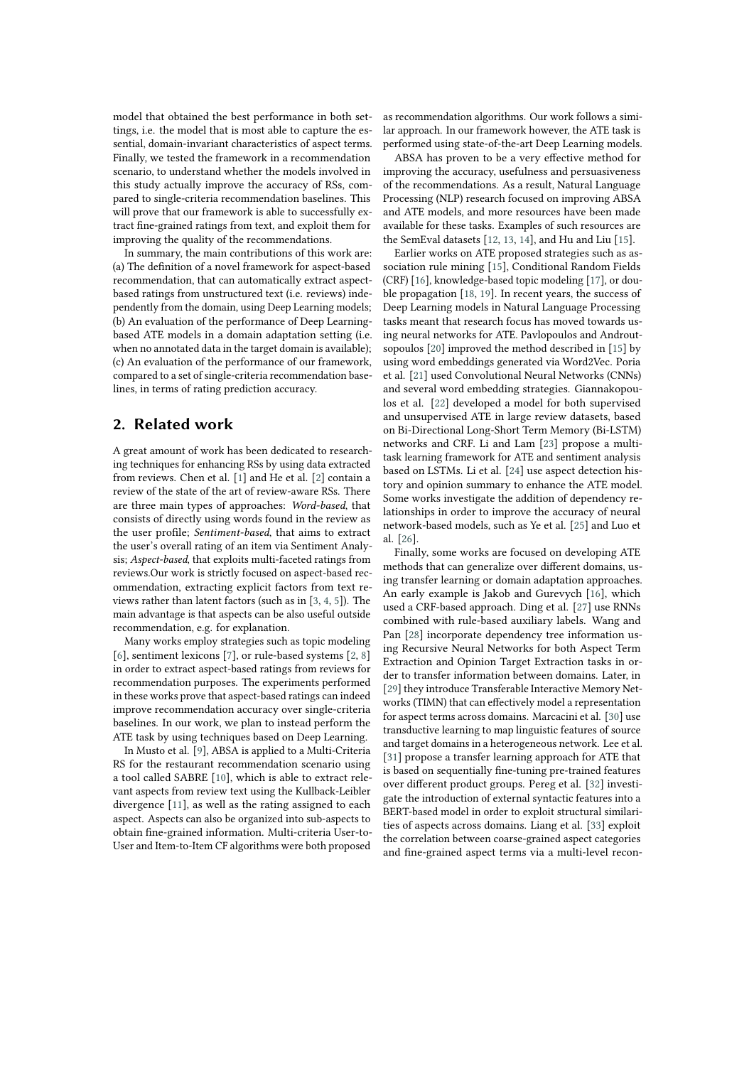model that obtained the best performance in both settings, i.e. the model that is most able to capture the essential, domain-invariant characteristics of aspect terms. Finally, we tested the framework in a recommendation scenario, to understand whether the models involved in this study actually improve the accuracy of RSs, compared to single-criteria recommendation baselines. This will prove that our framework is able to successfully extract fine-grained ratings from text, and exploit them for improving the quality of the recommendations.

In summary, the main contributions of this work are: (a) The definition of a novel framework for aspect-based recommendation, that can automatically extract aspect-based ratings from unstructured text (i.e. reviews) independently from the domain, using Deep Learning models; (b) An evaluation of the performance of Deep Learning-based ATE models in a domain adaptation setting (i.e. when no annotated data in the target domain is available); (c) An evaluation of the performance of our framework, compared to a set of single-criteria recommendation baselines, in terms of rating prediction accuracy.

## 2. Related work

A great amount of work has been dedicated to researching techniques for enhancing RSs by using data extracted from reviews. Chen et al. [1] and He et al. [2] contain a review of the state of the art of review-aware RSs. There are three main types of approaches: *Word-based*, that consists of directly using words found in the review as the user profile; *Sentiment-based*, that aims to extract the user's overall rating of an item via Sentiment Analysis; *Aspect-based*, that exploits multi-faceted ratings from reviews.Our work is strictly focused on aspect-based recommendation, extracting explicit factors from text reviews rather than latent factors (such as in [3, 4, 5]). The main advantage is that aspects can be also useful outside recommendation, e.g. for explanation.

Many works employ strategies such as topic modeling [6], sentiment lexicons [7], or rule-based systems [2, 8] in order to extract aspect-based ratings from reviews for recommendation purposes. The experiments performed in these works prove that aspect-based ratings can indeed improve recommendation accuracy over single-criteria baselines. In our work, we plan to instead perform the ATE task by using techniques based on Deep Learning.

In Musto et al. [9], ABSA is applied to a Multi-Criteria RS for the restaurant recommendation scenario using a tool called SABRE [10], which is able to extract relevant aspects from review text using the Kullback-Leibler divergence [11], as well as the rating assigned to each aspect. Aspects can also be organized into sub-aspects to obtain fine-grained information. Multi-criteria User-to-User and Item-to-Item CF algorithms were both proposed as recommendation algorithms. Our work follows a similar approach. In our framework however, the ATE task is performed using state-of-the-art Deep Learning models.

ABSA has proven to be a very effective method for improving the accuracy, usefulness and persuasiveness of the recommendations. As a result, Natural Language Processing (NLP) research focused on improving ABSA and ATE models, and more resources have been made available for these tasks. Examples of such resources are the SemEval datasets [12, 13, 14], and Hu and Liu [15].

Earlier works on ATE proposed strategies such as association rule mining [15], Conditional Random Fields (CRF) [16], knowledge-based topic modeling [17], or double propagation [18, 19]. In recent years, the success of Deep Learning models in Natural Language Processing tasks meant that research focus has moved towards using neural networks for ATE. Pavlopoulos and Androutsopoulos [20] improved the method described in [15] by using word embeddings generated via Word2Vec. Poria et al. [21] used Convolutional Neural Networks (CNNs) and several word embedding strategies. Giannakopoulos et al. [22] developed a model for both supervised and unsupervised ATE in large review datasets, based on Bi-Directional Long-Short Term Memory (Bi-LSTM) networks and CRF. Li and Lam [23] propose a multi-task learning framework for ATE and sentiment analysis based on LSTMs. Li et al. [24] use aspect detection history and opinion summary to enhance the ATE model. Some works investigate the addition of dependency relationships in order to improve the accuracy of neural network-based models, such as Ye et al. [25] and Luo et al. [26].

Finally, some works are focused on developing ATE methods that can generalize over different domains, using transfer learning or domain adaptation approaches. An early example is Jakob and Gurevych [16], which used a CRF-based approach. Ding et al. [27] use RNNs combined with rule-based auxiliary labels. Wang and Pan [28] incorporate dependency tree information using Recursive Neural Networks for both Aspect Term Extraction and Opinion Target Extraction tasks in order to transfer information between domains. Later, in [29] they introduce Transferable Interactive Memory Networks (TIMN) that can effectively model a representation for aspect terms across domains. Marcacini et al. [30] use transductive learning to map linguistic features of source and target domains in a heterogeneous network. Lee et al. [31] propose a transfer learning approach for ATE that is based on sequentially fine-tuning pre-trained features over different product groups. Pereg et al. [32] investigate the introduction of external syntactic features into a BERT-based model in order to exploit structural similarities of aspects across domains. Liang et al. [33] exploit the correlation between coarse-grained aspect categories and fine-grained aspect terms via a multi-level recon-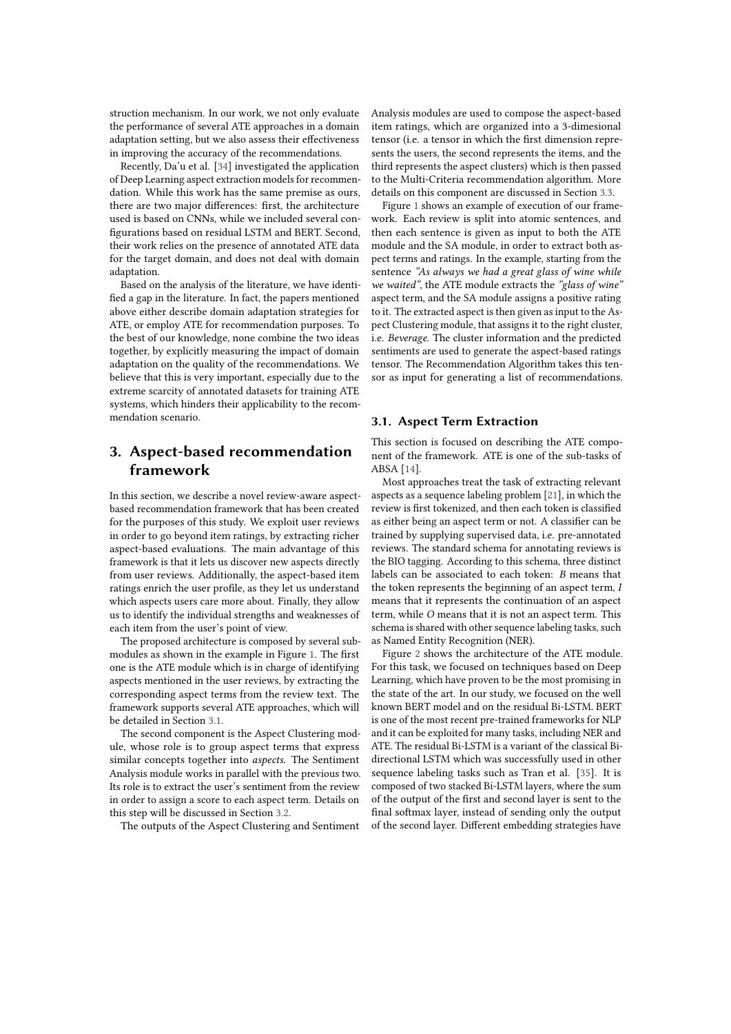struction mechanism. In our work, we not only evaluate the performance of several ATE approaches in a domain adaptation setting, but we also assess their effectiveness in improving the accuracy of the recommendations.

Recently, Da'u et al. [34] investigated the application of Deep Learning aspect extraction models for recommendation. While this work has the same premise as ours, there are two major differences: first, the architecture used is based on CNNs, while we included several configurations based on residual LSTM and BERT. Second, their work relies on the presence of annotated ATE data for the target domain, and does not deal with domain adaptation.

Based on the analysis of the literature, we have identified a gap in the literature. In fact, the papers mentioned above either describe domain adaptation strategies for ATE, or employ ATE for recommendation purposes. To the best of our knowledge, none combine the two ideas together, by explicitly measuring the impact of domain adaptation on the quality of the recommendations. We believe that this is very important, especially due to the extreme scarcity of annotated datasets for training ATE systems, which hinders their applicability to the recommendation scenario.

# 3. Aspect-based recommendation framework

In this section, we describe a novel review-aware aspect-based recommendation framework that has been created for the purposes of this study. We exploit user reviews in order to go beyond item ratings, by extracting richer aspect-based evaluations. The main advantage of this framework is that it lets us discover new aspects directly from user reviews. Additionally, the aspect-based item ratings enrich the user profile, as they let us understand which aspects users care more about. Finally, they allow us to identify the individual strengths and weaknesses of each item from the user's point of view.

The proposed architecture is composed by several submodules as shown in the example in Figure 1. The first one is the ATE module which is in charge of identifying aspects mentioned in the user reviews, by extracting the corresponding aspect terms from the review text. The framework supports several ATE approaches, which will be detailed in Section 3.1.

The second component is the Aspect Clustering module, whose role is to group aspect terms that express similar concepts together into *aspects*. The Sentiment Analysis module works in parallel with the previous two. Its role is to extract the user's sentiment from the review in order to assign a score to each aspect term. Details on this step will be discussed in Section 3.2.

The outputs of the Aspect Clustering and Sentiment Analysis modules are used to compose the aspect-based item ratings, which are organized into a 3-dimesional tensor (i.e. a tensor in which the first dimension represents the users, the second represents the items, and the third represents the aspect clusters) which is then passed to the Multi-Criteria recommendation algorithm. More details on this component are discussed in Section 3.3.

Figure 1 shows an example of execution of our framework. Each review is split into atomic sentences, and then each sentence is given as input to both the ATE module and the SA module, in order to extract both aspect terms and ratings. In the example, starting from the sentence *"As always we had a great glass of wine while we waited"*, the ATE module extracts the *"glass of wine"* aspect term, and the SA module assigns a positive rating to it. The extracted aspect is then given as input to the Aspect Clustering module, that assigns it to the right cluster, i.e. *Beverage*. The cluster information and the predicted sentiments are used to generate the aspect-based ratings tensor. The Recommendation Algorithm takes this tensor as input for generating a list of recommendations.

## 3.1. Aspect Term Extraction

This section is focused on describing the ATE component of the framework. ATE is one of the sub-tasks of ABSA [14].

Most approaches treat the task of extracting relevant aspects as a sequence labeling problem [21], in which the review is first tokenized, and then each token is classified as either being an aspect term or not. A classifier can be trained by supplying supervised data, i.e. pre-annotated reviews. The standard schema for annotating reviews is the BIO tagging. According to this schema, three distinct labels can be associated to each token: *B* means that the token represents the beginning of an aspect term, *I* means that it represents the continuation of an aspect term, while *O* means that it is not an aspect term. This schema is shared with other sequence labeling tasks, such as Named Entity Recognition (NER).

Figure 2 shows the architecture of the ATE module. For this task, we focused on techniques based on Deep Learning, which have proven to be the most promising in the state of the art. In our study, we focused on the well known BERT model and on the residual Bi-LSTM. BERT is one of the most recent pre-trained frameworks for NLP and it can be exploited for many tasks, including NER and ATE. The residual Bi-LSTM is a variant of the classical Bi-directional LSTM which was successfully used in other sequence labeling tasks such as Tran et al. [35]. It is composed of two stacked Bi-LSTM layers, where the sum of the output of the first and second layer is sent to the final softmax layer, instead of sending only the output of the second layer. Different embedding strategies have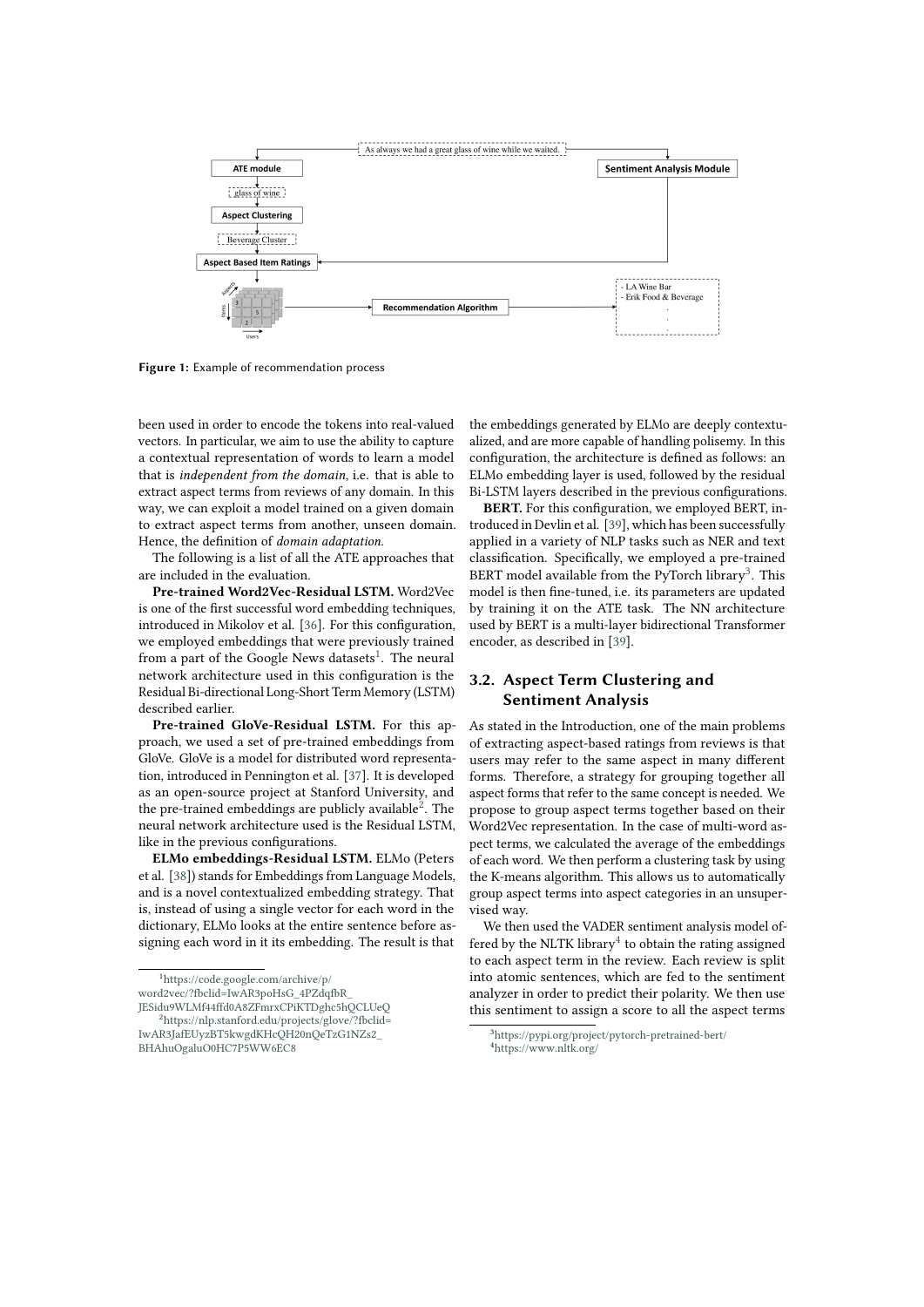Figure 1: Example of recommendation process

been used in order to encode the tokens into real-valued vectors. In particular, we aim to use the ability to capture a contextual representation of words to learn a model that is *independent from the domain*, i.e. that is able to extract aspect terms from reviews of any domain. In this way, we can exploit a model trained on a given domain to extract aspect terms from another, unseen domain. Hence, the definition of *domain adaptation*.

The following is a list of all the ATE approaches that are included in the evaluation.

**Pre-trained Word2Vec-Residual LSTM.** Word2Vec is one of the first successful word embedding techniques, introduced in Mikolov et al. [36]. For this configuration, we employed embeddings that were previously trained from a part of the Google News datasets[1]. The neural network architecture used in this configuration is the Residual Bi-directional Long-Short Term Memory (LSTM) described earlier.

**Pre-trained GloVe-Residual LSTM.** For this approach, we used a set of pre-trained embeddings from GloVe. GloVe is a model for distributed word representation, introduced in Pennington et al. [37]. It is developed as an open-source project at Stanford University, and the pre-trained embeddings are publicly available[2]. The neural network architecture used is the Residual LSTM, like in the previous configurations.

**ELMo embeddings-Residual LSTM.** ELMo (Peters et al. [38]) stands for Embeddings from Language Models, and is a novel contextualized embedding strategy. That is, instead of using a single vector for each word in the dictionary, ELMo looks at the entire sentence before assigning each word in it its embedding. The result is that the embeddings generated by ELMo are deeply contextualized, and are more capable of handling polisemy. In this configuration, the architecture is defined as follows: an ELMo embedding layer is used, followed by the residual Bi-LSTM layers described in the previous configurations.

**BERT.** For this configuration, we employed BERT, introduced in Devlin et al. [39], which has been successfully applied in a variety of NLP tasks such as NER and text classification. Specifically, we employed a pre-trained BERT model available from the PyTorch library[3]. This model is then fine-tuned, i.e. its parameters are updated by training it on the ATE task. The NN architecture used by BERT is a multi-layer bidirectional Transformer encoder, as described in [39].

## 3.2. Aspect Term Clustering and Sentiment Analysis

As stated in the Introduction, one of the main problems of extracting aspect-based ratings from reviews is that users may refer to the same aspect in many different forms. Therefore, a strategy for grouping together all aspect forms that refer to the same concept is needed. We propose to group aspect terms together based on their Word2Vec representation. In the case of multi-word aspect terms, we calculated the average of the embeddings of each word. We then perform a clustering task by using the K-means algorithm. This allows us to automatically group aspect terms into aspect categories in an unsupervised way.

We then used the VADER sentiment analysis model offered by the NLTK library[4] to obtain the rating assigned to each aspect term in the review. Each review is split into atomic sentences, which are fed to the sentiment analyzer in order to predict their polarity. We then use this sentiment to assign a score to all the aspect terms

[1] https://code.google.com/archive/p/word2vec/?fbclid=IwAR3poHsG_4PZdqfbR_JESidu9WLMf44ffd0A8ZFmrxCPiKTDghc5hQCLUeQ

[2] https://nlp.stanford.edu/projects/glove/?fbclid=IwAR3JafEUyzBT5kwgdKHcQH20nQeTzG1NZs2_BHAhuOgaluO0HC7P5WW6EC8

[3] https://pypi.org/project/pytorch-pretrained-bert/

[4] https://www.nltk.org/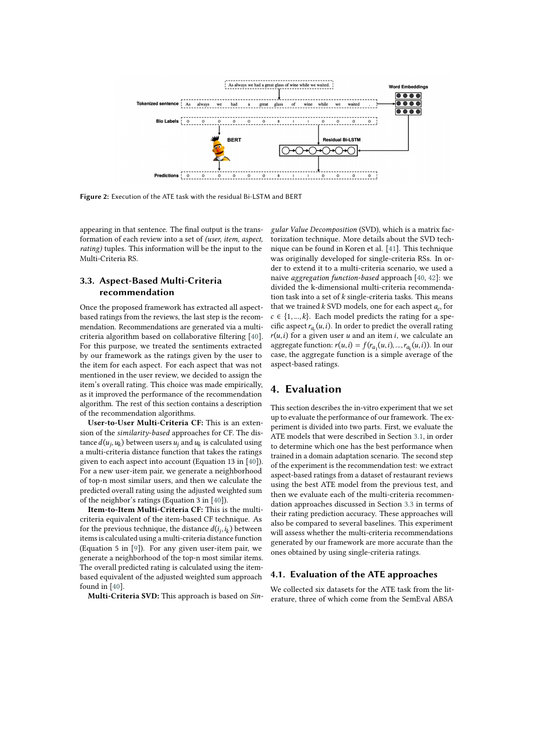Figure 2: Execution of the ATE task with the residual Bi-LSTM and BERT

appearing in that sentence. The final output is the transformation of each review into a set of *(user, item, aspect, rating)* tuples. This information will be the input to the Multi-Criteria RS.

### 3.3. Aspect-Based Multi-Criteria recommendation

Once the proposed framework has extracted all aspect-based ratings from the reviews, the last step is the recommendation. Recommendations are generated via a multi-criteria algorithm based on collaborative filtering [40]. For this purpose, we treated the sentiments extracted by our framework as the ratings given by the user to the item for each aspect. For each aspect that was not mentioned in the user review, we decided to assign the item's overall rating. This choice was made empirically, as it improved the performance of the recommendation algorithm. The rest of this section contains a description of the recommendation algorithms.

**User-to-User Multi-Criteria CF:** This is an extension of the *similarity-based* approaches for CF. The distance $d(u_j, u_k)$ between users $u_j$ and $u_k$ is calculated using a multi-criteria distance function that takes the ratings given to each aspect into account (Equation 13 in [40]). For a new user-item pair, we generate a neighborhood of top-n most similar users, and then we calculate the predicted overall rating using the adjusted weighted sum of the neighbor's ratings (Equation 3 in [40]).

**Item-to-Item Multi-Criteria CF:** This is the multi-criteria equivalent of the item-based CF technique. As for the previous technique, the distance $d(i_j, i_k)$ between items is calculated using a multi-criteria distance function (Equation 5 in [9]). For any given user-item pair, we generate a neighborhood of the top-n most similar items. The overall predicted rating is calculated using the item-based equivalent of the adjusted weighted sum approach found in [40].

**Multi-Criteria SVD:** This approach is based on *Singular Value Decomposition* (SVD), which is a matrix factorization technique. More details about the SVD technique can be found in Koren et al. [41]. This technique was originally developed for single-criteria RSs. In order to extend it to a multi-criteria scenario, we used a naive *aggregation function-based* approach [40, 42]: we divided the k-dimensional multi-criteria recommendation task into a set of $k$ single-criteria tasks. This means that we trained $k$ SVD models, one for each aspect $a_c$, for $c \in \{1, ..., k\}$. Each model predicts the rating for a specific aspect $r_{a_c}(u, i)$. In order to predict the overall rating $r(u, i)$ for a given user $u$ and an item $i$, we calculate an aggregate function: $r(u, i) = f(r_{a_1}(u, i), ..., r_{a_k}(u, i))$. In our case, the aggregate function is a simple average of the aspect-based ratings.

## 4. Evaluation

This section describes the in-vitro experiment that we set up to evaluate the performance of our framework. The experiment is divided into two parts. First, we evaluate the ATE models that were described in Section 3.1, in order to determine which one has the best performance when trained in a domain adaptation scenario. The second step of the experiment is the recommendation test: we extract aspect-based ratings from a dataset of restaurant reviews using the best ATE model from the previous test, and then we evaluate each of the multi-criteria recommendation approaches discussed in Section 3.3 in terms of their rating prediction accuracy. These approaches will also be compared to several baselines. This experiment will assess whether the multi-criteria recommendations generated by our framework are more accurate than the ones obtained by using single-criteria ratings.

### 4.1. Evaluation of the ATE approaches

We collected six datasets for the ATE task from the literature, three of which come from the SemEval ABSA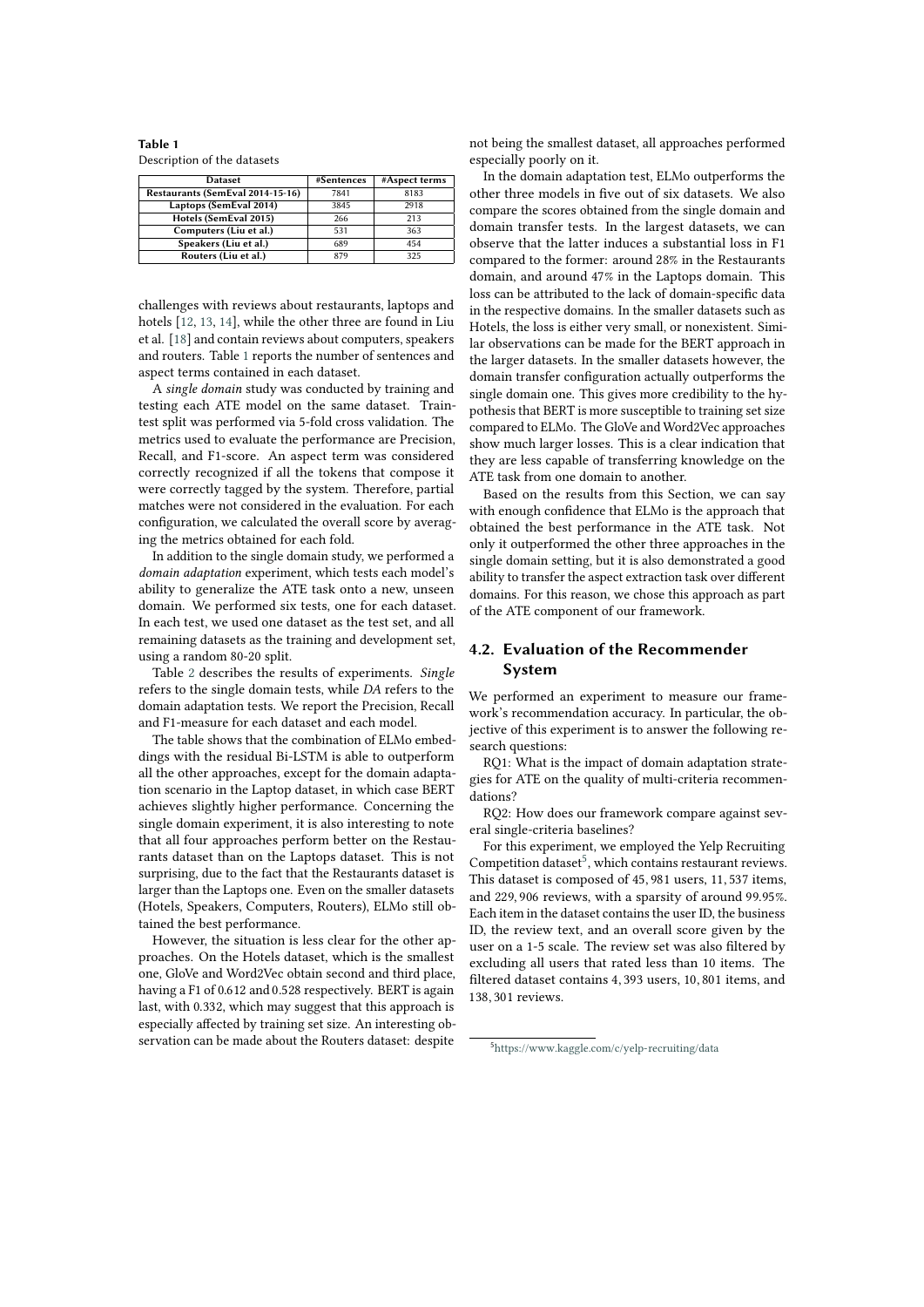**Table 1**
Description of the datasets

| Dataset | #Sentences | #Aspect terms |
|---|---|---|
| Restaurants (SemEval 2014-15-16) | 7841 | 8183 |
| Laptops (SemEval 2014) | 3845 | 2918 |
| Hotels (SemEval 2015) | 266 | 213 |
| Computers (Liu et al.) | 531 | 363 |
| Speakers (Liu et al.) | 689 | 454 |
| Routers (Liu et al.) | 879 | 325 |

challenges with reviews about restaurants, laptops and hotels [12, 13, 14], while the other three are found in Liu et al. [18] and contain reviews about computers, speakers and routers. Table 1 reports the number of sentences and aspect terms contained in each dataset.

A *single domain* study was conducted by training and testing each ATE model on the same dataset. Train-test split was performed via 5-fold cross validation. The metrics used to evaluate the performance are Precision, Recall, and F1-score. An aspect term was considered correctly recognized if all the tokens that compose it were correctly tagged by the system. Therefore, partial matches were not considered in the evaluation. For each configuration, we calculated the overall score by averaging the metrics obtained for each fold.

In addition to the single domain study, we performed a *domain adaptation* experiment, which tests each model's ability to generalize the ATE task onto a new, unseen domain. We performed six tests, one for each dataset. In each test, we used one dataset as the test set, and all remaining datasets as the training and development set, using a random 80-20 split.

Table 2 describes the results of experiments. *Single* refers to the single domain tests, while *DA* refers to the domain adaptation tests. We report the Precision, Recall and F1-measure for each dataset and each model.

The table shows that the combination of ELMo embeddings with the residual Bi-LSTM is able to outperform all the other approaches, except for the domain adaptation scenario in the Laptop dataset, in which case BERT achieves slightly higher performance. Concerning the single domain experiment, it is also interesting to note that all four approaches perform better on the Restaurants dataset than on the Laptops dataset. This is not surprising, due to the fact that the Restaurants dataset is larger than the Laptops one. Even on the smaller datasets (Hotels, Speakers, Computers, Routers), ELMo still obtained the best performance.

However, the situation is less clear for the other approaches. On the Hotels dataset, which is the smallest one, GloVe and Word2Vec obtain second and third place, having a F1 of 0.612 and 0.528 respectively. BERT is again last, with 0.332, which may suggest that this approach is especially affected by training set size. An interesting observation can be made about the Routers dataset: despite not being the smallest dataset, all approaches performed especially poorly on it.

In the domain adaptation test, ELMo outperforms the other three models in five out of six datasets. We also compare the scores obtained from the single domain and domain transfer tests. In the largest datasets, we can observe that the latter induces a substantial loss in F1 compared to the former: around 28% in the Restaurants domain, and around 47% in the Laptops domain. This loss can be attributed to the lack of domain-specific data in the respective domains. In the smaller datasets such as Hotels, the loss is either very small, or nonexistent. Similar observations can be made for the BERT approach in the larger datasets. In the smaller datasets however, the domain transfer configuration actually outperforms the single domain one. This gives more credibility to the hypothesis that BERT is more susceptible to training set size compared to ELMo. The GloVe and Word2Vec approaches show much larger losses. This is a clear indication that they are less capable of transferring knowledge on the ATE task from one domain to another.

Based on the results from this Section, we can say with enough confidence that ELMo is the approach that obtained the best performance in the ATE task. Not only it outperformed the other three approaches in the single domain setting, but it is also demonstrated a good ability to transfer the aspect extraction task over different domains. For this reason, we chose this approach as part of the ATE component of our framework.

## 4.2. Evaluation of the Recommender System

We performed an experiment to measure our framework's recommendation accuracy. In particular, the objective of this experiment is to answer the following research questions:

RQ1: What is the impact of domain adaptation strategies for ATE on the quality of multi-criteria recommendations?

RQ2: How does our framework compare against several single-criteria baselines?

For this experiment, we employed the Yelp Recruiting Competition dataset[5], which contains restaurant reviews. This dataset is composed of 45,981 users, 11,537 items, and 229,906 reviews, with a sparsity of around 99.95%. Each item in the dataset contains the user ID, the business ID, the review text, and an overall score given by the user on a 1-5 scale. The review set was also filtered by excluding all users that rated less than 10 items. The filtered dataset contains 4,393 users, 10,801 items, and 138,301 reviews.

[5] https://www.kaggle.com/c/yelp-recruiting/data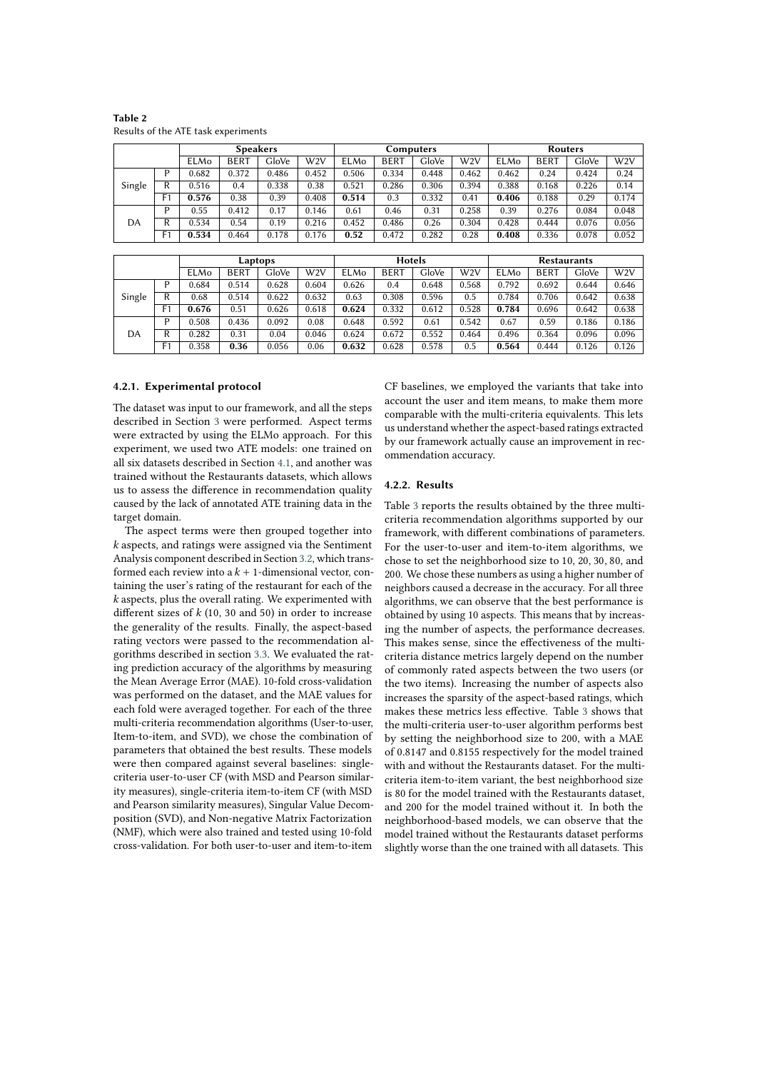**Table 2**
Results of the ATE task experiments

| | | Speakers | | | | Computers | | | | Routers | | | |
|---|---|---|---|---|---|---|---|---|---|---|---|---|---|
| | | ELMo | BERT | GloVe | W2V | ELMo | BERT | GloVe | W2V | ELMo | BERT | GloVe | W2V |
| Single | P | 0.682 | 0.372 | 0.486 | 0.452 | 0.506 | 0.334 | 0.448 | 0.462 | 0.462 | 0.24 | 0.424 | 0.24 |
| | R | 0.516 | 0.4 | 0.338 | 0.38 | 0.521 | 0.286 | 0.306 | 0.394 | 0.388 | 0.168 | 0.226 | 0.14 |
| | F1 | **0.576** | 0.38 | 0.39 | 0.408 | **0.514** | 0.3 | 0.332 | 0.41 | **0.406** | 0.188 | 0.29 | 0.174 |
| DA | P | 0.55 | 0.412 | 0.17 | 0.146 | 0.61 | 0.46 | 0.31 | 0.258 | 0.39 | 0.276 | 0.084 | 0.048 |
| | R | 0.534 | 0.54 | 0.19 | 0.216 | 0.452 | 0.486 | 0.26 | 0.304 | 0.428 | 0.444 | 0.076 | 0.056 |
| | F1 | **0.534** | 0.464 | 0.178 | 0.176 | **0.52** | 0.472 | 0.282 | 0.28 | **0.408** | 0.336 | 0.078 | 0.052 |

| | | Laptops | | | | Hotels | | | | Restaurants | | | |
|---|---|---|---|---|---|---|---|---|---|---|---|---|---|
| | | ELMo | BERT | GloVe | W2V | ELMo | BERT | GloVe | W2V | ELMo | BERT | GloVe | W2V |
| Single | P | 0.684 | 0.514 | 0.628 | 0.604 | 0.626 | 0.4 | 0.648 | 0.568 | 0.792 | 0.692 | 0.644 | 0.646 |
| | R | 0.68 | 0.514 | 0.622 | 0.632 | 0.63 | 0.308 | 0.596 | 0.5 | 0.784 | 0.706 | 0.642 | 0.638 |
| | F1 | **0.676** | 0.51 | 0.626 | 0.618 | **0.624** | 0.332 | 0.612 | 0.528 | **0.784** | 0.696 | 0.642 | 0.638 |
| DA | P | 0.508 | 0.436 | 0.092 | 0.08 | 0.648 | 0.592 | 0.61 | 0.542 | 0.67 | 0.59 | 0.186 | 0.186 |
| | R | 0.282 | 0.31 | 0.04 | 0.046 | 0.624 | 0.672 | 0.552 | 0.464 | 0.496 | 0.364 | 0.096 | 0.096 |
| | F1 | 0.358 | **0.36** | 0.056 | 0.06 | **0.632** | 0.628 | 0.578 | 0.5 | **0.564** | 0.444 | 0.126 | 0.126 |

#### 4.2.1. Experimental protocol

The dataset was input to our framework, and all the steps described in Section 3 were performed. Aspect terms were extracted by using the ELMo approach. For this experiment, we used two ATE models: one trained on all six datasets described in Section 4.1, and another was trained without the Restaurants datasets, which allows us to assess the difference in recommendation quality caused by the lack of annotated ATE training data in the target domain.

The aspect terms were then grouped together into $k$ aspects, and ratings were assigned via the Sentiment Analysis component described in Section 3.2, which transformed each review into a $k+1$-dimensional vector, containing the user's rating of the restaurant for each of the $k$ aspects, plus the overall rating. We experimented with different sizes of $k$ (10, 30 and 50) in order to increase the generality of the results. Finally, the aspect-based rating vectors were passed to the recommendation algorithms described in section 3.3. We evaluated the rating prediction accuracy of the algorithms by measuring the Mean Average Error (MAE). 10-fold cross-validation was performed on the dataset, and the MAE values for each fold were averaged together. For each of the three multi-criteria recommendation algorithms (User-to-user, Item-to-item, and SVD), we chose the combination of parameters that obtained the best results. These models were then compared against several baselines: single-criteria user-to-user CF (with MSD and Pearson similarity measures), single-criteria item-to-item CF (with MSD and Pearson similarity measures), Singular Value Decomposition (SVD), and Non-negative Matrix Factorization (NMF), which were also trained and tested using 10-fold cross-validation. For both user-to-user and item-to-item CF baselines, we employed the variants that take into account the user and item means, to make them more comparable with the multi-criteria equivalents. This lets us understand whether the aspect-based ratings extracted by our framework actually cause an improvement in recommendation accuracy.

#### 4.2.2. Results

Table 3 reports the results obtained by the three multi-criteria recommendation algorithms supported by our framework, with different combinations of parameters. For the user-to-user and item-to-item algorithms, we chose to set the neighborhood size to 10, 20, 30, 80, and 200. We chose these numbers as using a higher number of neighbors caused a decrease in the accuracy. For all three algorithms, we can observe that the best performance is obtained by using 10 aspects. This means that by increasing the number of aspects, the performance decreases. This makes sense, since the effectiveness of the multi-criteria distance metrics largely depend on the number of commonly rated aspects between the two users (or the two items). Increasing the number of aspects also increases the sparsity of the aspect-based ratings, which makes these metrics less effective. Table 3 shows that the multi-criteria user-to-user algorithm performs best by setting the neighborhood size to 200, with a MAE of 0.8147 and 0.8155 respectively for the model trained with and without the Restaurants dataset. For the multi-criteria item-to-item variant, the best neighborhood size is 80 for the model trained with the Restaurants dataset, and 200 for the model trained without it. In both the neighborhood-based models, we can observe that the model trained without the Restaurants dataset performs slightly worse than the one trained with all datasets. This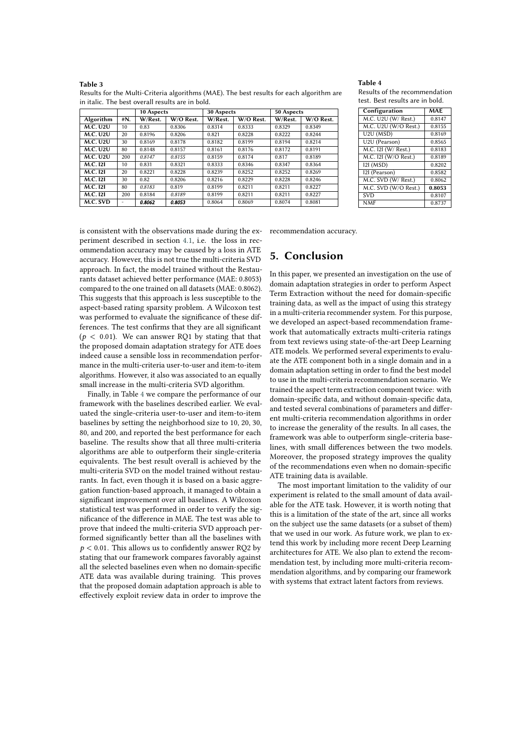**Table 3**
Results for the Multi-Criteria algorithms (MAE). The best results for each algorithm are in italic. The best overall results are in bold.

| | | 10 Aspects | | 30 Aspects | | 50 Aspects | |
|---|---|---|---|---|---|---|---|
| **Algorithm** | **#N.** | **W/Rest.** | **W/O Rest.** | **W/Rest.** | **W/O Rest.** | **W/Rest.** | **W/O Rest.** |
| **M.C. U2U** | 10 | 0.83 | 0.8306 | 0.8314 | 0.8333 | 0.8329 | 0.8349 |
| **M.C. U2U** | 20 | 0.8196 | 0.8206 | 0.821 | 0.8228 | 0.8222 | 0.8244 |
| **M.C. U2U** | 30 | 0.8169 | 0.8178 | 0.8182 | 0.8199 | 0.8194 | 0.8214 |
| **M.C. U2U** | 80 | 0.8148 | 0.8157 | 0.8161 | 0.8176 | 0.8172 | 0.8191 |
| **M.C. U2U** | 200 | *0.8147* | *0.8155* | 0.8159 | 0.8174 | 0.817 | 0.8189 |
| **M.C. I2I** | 10 | 0.831 | 0.8321 | 0.8333 | 0.8346 | 0.8347 | 0.8364 |
| **M.C. I2I** | 20 | 0.8221 | 0.8228 | 0.8239 | 0.8252 | 0.8252 | 0.8269 |
| **M.C. I2I** | 30 | 0.82 | 0.8206 | 0.8216 | 0.8229 | 0.8228 | 0.8246 |
| **M.C. I2I** | 80 | *0.8183* | 0.819 | 0.8199 | 0.8211 | 0.8211 | 0.8227 |
| **M.C. I2I** | 200 | 0.8184 | *0.8189* | 0.8199 | 0.8211 | 0.8211 | 0.8227 |
| **M.C. SVD** | - | ***0.8062*** | ***0.8053*** | 0.8064 | 0.8069 | 0.8074 | 0.8081 |

**Table 4**
Results of the recommendation test. Best results are in bold.

| Configuration | MAE |
|---|---|
| M.C. U2U (W/ Rest.) | 0.8147 |
| M.C. U2U (W/O Rest.) | 0.8155 |
| U2U (MSD) | 0.8169 |
| U2U (Pearson) | 0.8565 |
| M.C. I2I (W/ Rest.) | 0.8183 |
| M.C. I2I (W/O Rest.) | 0.8189 |
| I2I (MSD) | 0.8202 |
| I2I (Pearson) | 0.8582 |
| M.C. SVD (W/ Rest.) | 0.8062 |
| M.C. SVD (W/O Rest.) | **0.8053** |
| SVD | 0.8107 |
| NMF | 0.8737 |

is consistent with the observations made during the experiment described in section 4.1, i.e. the loss in recommendation accuracy may be caused by a loss in ATE accuracy. However, this is not true the multi-criteria SVD approach. In fact, the model trained without the Restaurants dataset achieved better performance (MAE: 0.8053) compared to the one trained on all datasets (MAE: 0.8062). This suggests that this approach is less susceptible to the aspect-based rating sparsity problem. A Wilcoxon test was performed to evaluate the significance of these differences. The test confirms that they are all significant ($p < 0.01$). We can answer RQ1 by stating that that the proposed domain adaptation strategy for ATE does indeed cause a sensible loss in recommendation performance in the multi-criteria user-to-user and item-to-item algorithms. However, it also was associated to an equally small increase in the multi-criteria SVD algorithm.

Finally, in Table 4 we compare the performance of our framework with the baselines described earlier. We evaluated the single-criteria user-to-user and item-to-item baselines by setting the neighborhood size to 10, 20, 30, 80, and 200, and reported the best performance for each baseline. The results show that all three multi-criteria algorithms are able to outperform their single-criteria equivalents. The best result overall is achieved by the multi-criteria SVD on the model trained without restaurants. In fact, even though it is based on a basic aggregation function-based approach, it managed to obtain a significant improvement over all baselines. A Wilcoxon statistical test was performed in order to verify the significance of the difference in MAE. The test was able to prove that indeed the multi-criteria SVD approach performed significantly better than all the baselines with $p < 0.01$. This allows us to confidently answer RQ2 by stating that our framework compares favorably against all the selected baselines even when no domain-specific ATE data was available during training. This proves that the proposed domain adaptation approach is able to effectively exploit review data in order to improve the recommendation accuracy.

## 5. Conclusion

In this paper, we presented an investigation on the use of domain adaptation strategies in order to perform Aspect Term Extraction without the need for domain-specific training data, as well as the impact of using this strategy in a multi-criteria recommender system. For this purpose, we developed an aspect-based recommendation framework that automatically extracts multi-criteria ratings from text reviews using state-of-the-art Deep Learning ATE models. We performed several experiments to evaluate the ATE component both in a single domain and in a domain adaptation setting in order to find the best model to use in the multi-criteria recommendation scenario. We trained the aspect term extraction component twice: with domain-specific data, and without domain-specific data, and tested several combinations of parameters and different multi-criteria recommendation algorithms in order to increase the generality of the results. In all cases, the framework was able to outperform single-criteria baselines, with small differences between the two models. Moreover, the proposed strategy improves the quality of the recommendations even when no domain-specific ATE training data is available.

The most important limitation to the validity of our experiment is related to the small amount of data available for the ATE task. However, it is worth noting that this is a limitation of the state of the art, since all works on the subject use the same datasets (or a subset of them) that we used in our work. As future work, we plan to extend this work by including more recent Deep Learning architectures for ATE. We also plan to extend the recommendation test, by including more multi-criteria recommendation algorithms, and by comparing our framework with systems that extract latent factors from reviews.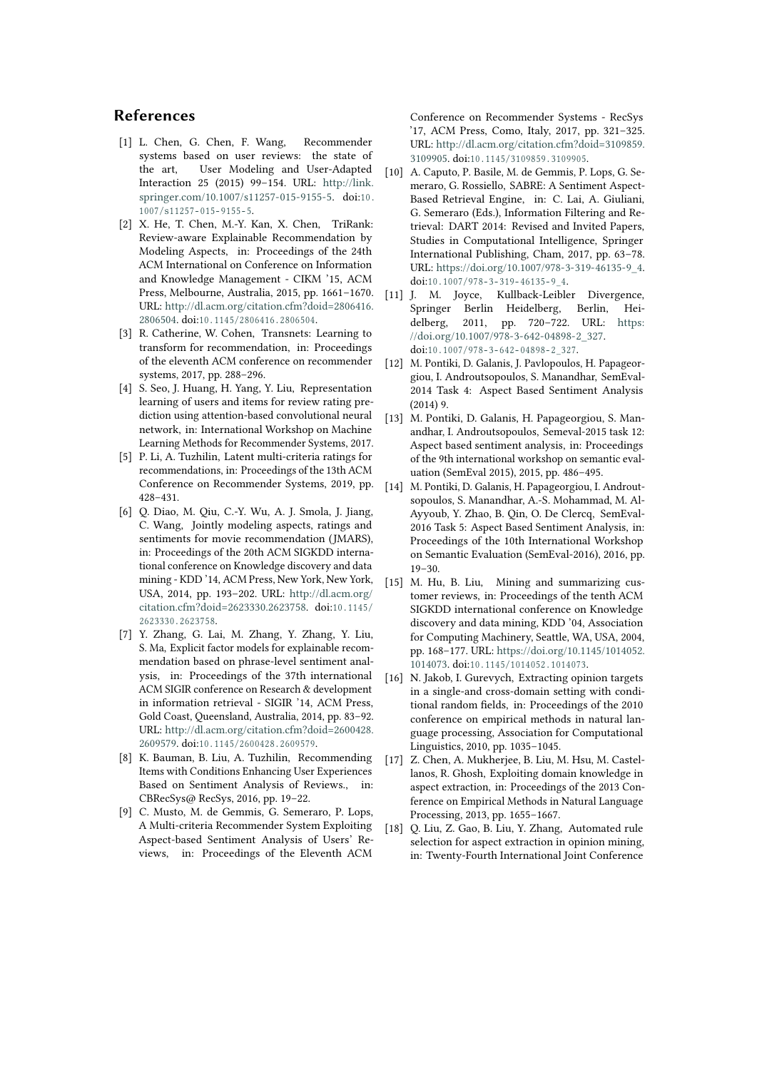## References

[1] L. Chen, G. Chen, F. Wang, Recommender systems based on user reviews: the state of the art, User Modeling and User-Adapted Interaction 25 (2015) 99–154. URL: http://link.springer.com/10.1007/s11257-015-9155-5. doi:10.1007/s11257-015-9155-5.

[2] X. He, T. Chen, M.-Y. Kan, X. Chen, TriRank: Review-aware Explainable Recommendation by Modeling Aspects, in: Proceedings of the 24th ACM International on Conference on Information and Knowledge Management - CIKM '15, ACM Press, Melbourne, Australia, 2015, pp. 1661–1670. URL: http://dl.acm.org/citation.cfm?doid=2806416.2806504. doi:10.1145/2806416.2806504.

[3] R. Catherine, W. Cohen, Transnets: Learning to transform for recommendation, in: Proceedings of the eleventh ACM conference on recommender systems, 2017, pp. 288–296.

[4] S. Seo, J. Huang, H. Yang, Y. Liu, Representation learning of users and items for review rating prediction using attention-based convolutional neural network, in: International Workshop on Machine Learning Methods for Recommender Systems, 2017.

[5] P. Li, A. Tuzhilin, Latent multi-criteria ratings for recommendations, in: Proceedings of the 13th ACM Conference on Recommender Systems, 2019, pp. 428–431.

[6] Q. Diao, M. Qiu, C.-Y. Wu, A. J. Smola, J. Jiang, C. Wang, Jointly modeling aspects, ratings and sentiments for movie recommendation (JMARS), in: Proceedings of the 20th ACM SIGKDD international conference on Knowledge discovery and data mining - KDD '14, ACM Press, New York, New York, USA, 2014, pp. 193–202. URL: http://dl.acm.org/citation.cfm?doid=2623330.2623758. doi:10.1145/2623330.2623758.

[7] Y. Zhang, G. Lai, M. Zhang, Y. Zhang, Y. Liu, S. Ma, Explicit factor models for explainable recommendation based on phrase-level sentiment analysis, in: Proceedings of the 37th international ACM SIGIR conference on Research & development in information retrieval - SIGIR '14, ACM Press, Gold Coast, Queensland, Australia, 2014, pp. 83–92. URL: http://dl.acm.org/citation.cfm?doid=2600428.2609579. doi:10.1145/2600428.2609579.

[8] K. Bauman, B. Liu, A. Tuzhilin, Recommending Items with Conditions Enhancing User Experiences Based on Sentiment Analysis of Reviews., in: CBRecSys@ RecSys, 2016, pp. 19–22.

[9] C. Musto, M. de Gemmis, G. Semeraro, P. Lops, A Multi-criteria Recommender System Exploiting Aspect-based Sentiment Analysis of Users' Reviews, in: Proceedings of the Eleventh ACM Conference on Recommender Systems - RecSys '17, ACM Press, Como, Italy, 2017, pp. 321–325. URL: http://dl.acm.org/citation.cfm?doid=3109859.3109905. doi:10.1145/3109859.3109905.

[10] A. Caputo, P. Basile, M. de Gemmis, P. Lops, G. Semeraro, G. Rossiello, SABRE: A Sentiment Aspect-Based Retrieval Engine, in: C. Lai, A. Giuliani, G. Semeraro (Eds.), Information Filtering and Retrieval: DART 2014: Revised and Invited Papers, Studies in Computational Intelligence, Springer International Publishing, Cham, 2017, pp. 63–78. URL: https://doi.org/10.1007/978-3-319-46135-9_4. doi:10.1007/978-3-319-46135-9_4.

[11] J. M. Joyce, Kullback-Leibler Divergence, Springer Berlin Heidelberg, Berlin, Heidelberg, 2011, pp. 720–722. URL: https://doi.org/10.1007/978-3-642-04898-2_327. doi:10.1007/978-3-642-04898-2_327.

[12] M. Pontiki, D. Galanis, J. Pavlopoulos, H. Papageorgiou, I. Androutsopoulos, S. Manandhar, SemEval-2014 Task 4: Aspect Based Sentiment Analysis (2014) 9.

[13] M. Pontiki, D. Galanis, H. Papageorgiou, S. Manandhar, I. Androutsopoulos, Semeval-2015 task 12: Aspect based sentiment analysis, in: Proceedings of the 9th international workshop on semantic evaluation (SemEval 2015), 2015, pp. 486–495.

[14] M. Pontiki, D. Galanis, H. Papageorgiou, I. Androutsopoulos, S. Manandhar, A.-S. Mohammad, M. Al-Ayyoub, Y. Zhao, B. Qin, O. De Clercq, SemEval-2016 Task 5: Aspect Based Sentiment Analysis, in: Proceedings of the 10th International Workshop on Semantic Evaluation (SemEval-2016), 2016, pp. 19–30.

[15] M. Hu, B. Liu, Mining and summarizing customer reviews, in: Proceedings of the tenth ACM SIGKDD international conference on Knowledge discovery and data mining, KDD '04, Association for Computing Machinery, Seattle, WA, USA, 2004, pp. 168–177. URL: https://doi.org/10.1145/1014052.1014073. doi:10.1145/1014052.1014073.

[16] N. Jakob, I. Gurevych, Extracting opinion targets in a single-and cross-domain setting with conditional random fields, in: Proceedings of the 2010 conference on empirical methods in natural language processing, Association for Computational Linguistics, 2010, pp. 1035–1045.

[17] Z. Chen, A. Mukherjee, B. Liu, M. Hsu, M. Castellanos, R. Ghosh, Exploiting domain knowledge in aspect extraction, in: Proceedings of the 2013 Conference on Empirical Methods in Natural Language Processing, 2013, pp. 1655–1667.

[18] Q. Liu, Z. Gao, B. Liu, Y. Zhang, Automated rule selection for aspect extraction in opinion mining, in: Twenty-Fourth International Joint Conference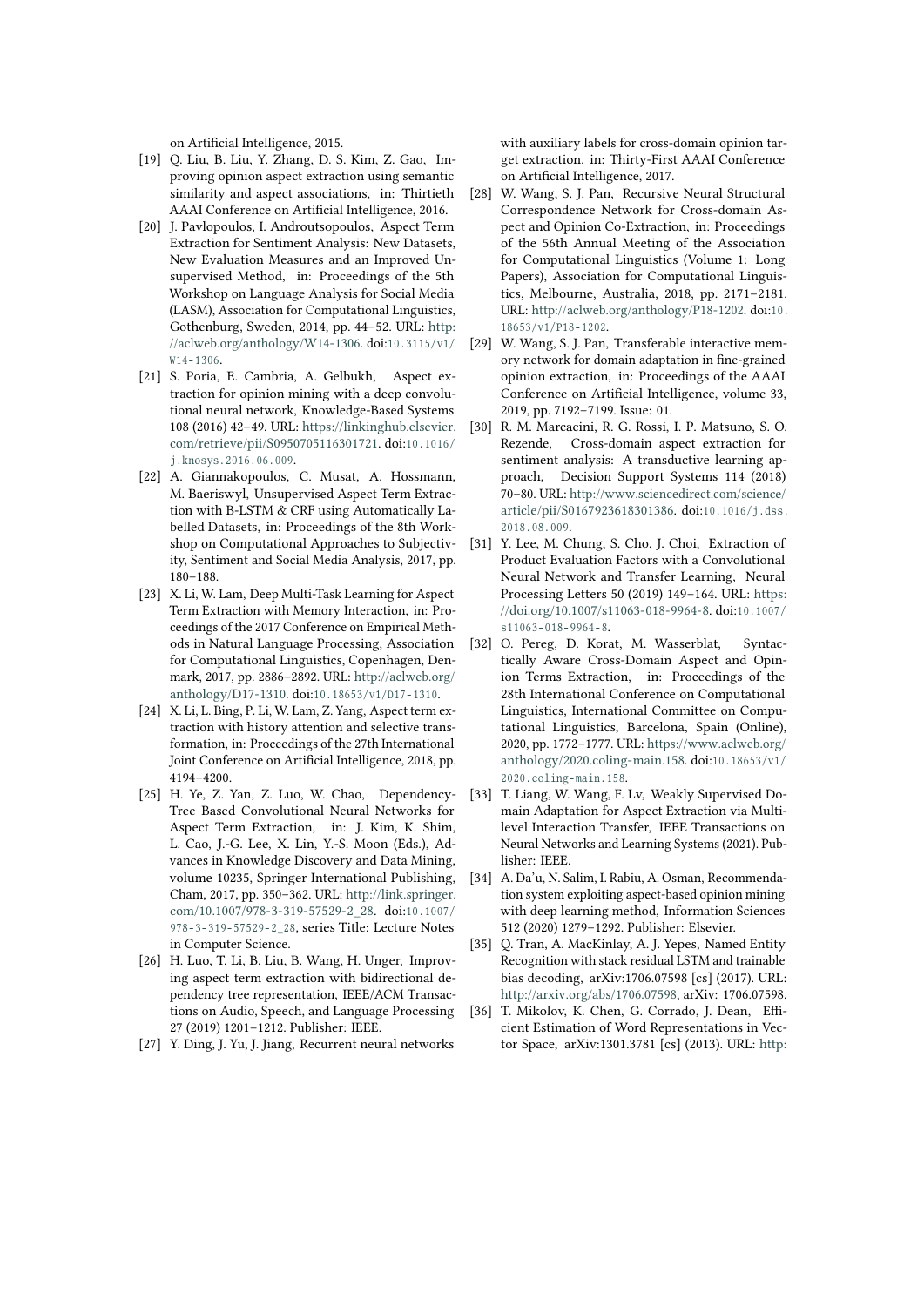on Artificial Intelligence, 2015.

[19] Q. Liu, B. Liu, Y. Zhang, D. S. Kim, Z. Gao, Improving opinion aspect extraction using semantic similarity and aspect associations, in: Thirtieth AAAI Conference on Artificial Intelligence, 2016.

[20] J. Pavlopoulos, I. Androutsopoulos, Aspect Term Extraction for Sentiment Analysis: New Datasets, New Evaluation Measures and an Improved Unsupervised Method, in: Proceedings of the 5th Workshop on Language Analysis for Social Media (LASM), Association for Computational Linguistics, Gothenburg, Sweden, 2014, pp. 44–52. URL: http://aclweb.org/anthology/W14-1306. doi:10.3115/v1/W14-1306.

[21] S. Poria, E. Cambria, A. Gelbukh, Aspect extraction for opinion mining with a deep convolutional neural network, Knowledge-Based Systems 108 (2016) 42–49. URL: https://linkinghub.elsevier.com/retrieve/pii/S0950705116301721. doi:10.1016/j.knosys.2016.06.009.

[22] A. Giannakopoulos, C. Musat, A. Hossmann, M. Baeriswyl, Unsupervised Aspect Term Extraction with B-LSTM & CRF using Automatically Labelled Datasets, in: Proceedings of the 8th Workshop on Computational Approaches to Subjectivity, Sentiment and Social Media Analysis, 2017, pp. 180–188.

[23] X. Li, W. Lam, Deep Multi-Task Learning for Aspect Term Extraction with Memory Interaction, in: Proceedings of the 2017 Conference on Empirical Methods in Natural Language Processing, Association for Computational Linguistics, Copenhagen, Denmark, 2017, pp. 2886–2892. URL: http://aclweb.org/anthology/D17-1310. doi:10.18653/v1/D17-1310.

[24] X. Li, L. Bing, P. Li, W. Lam, Z. Yang, Aspect term extraction with history attention and selective transformation, in: Proceedings of the 27th International Joint Conference on Artificial Intelligence, 2018, pp. 4194–4200.

[25] H. Ye, Z. Yan, Z. Luo, W. Chao, Dependency-Tree Based Convolutional Neural Networks for Aspect Term Extraction, in: J. Kim, K. Shim, L. Cao, J.-G. Lee, X. Lin, Y.-S. Moon (Eds.), Advances in Knowledge Discovery and Data Mining, volume 10235, Springer International Publishing, Cham, 2017, pp. 350–362. URL: http://link.springer.com/10.1007/978-3-319-57529-2_28. doi:10.1007/978-3-319-57529-2_28, series Title: Lecture Notes in Computer Science.

[26] H. Luo, T. Li, B. Liu, B. Wang, H. Unger, Improving aspect term extraction with bidirectional dependency tree representation, IEEE/ACM Transactions on Audio, Speech, and Language Processing 27 (2019) 1201–1212. Publisher: IEEE.

[27] Y. Ding, J. Yu, J. Jiang, Recurrent neural networks with auxiliary labels for cross-domain opinion target extraction, in: Thirty-First AAAI Conference on Artificial Intelligence, 2017.

[28] W. Wang, S. J. Pan, Recursive Neural Structural Correspondence Network for Cross-domain Aspect and Opinion Co-Extraction, in: Proceedings of the 56th Annual Meeting of the Association for Computational Linguistics (Volume 1: Long Papers), Association for Computational Linguistics, Melbourne, Australia, 2018, pp. 2171–2181. URL: http://aclweb.org/anthology/P18-1202. doi:10.18653/v1/P18-1202.

[29] W. Wang, S. J. Pan, Transferable interactive memory network for domain adaptation in fine-grained opinion extraction, in: Proceedings of the AAAI Conference on Artificial Intelligence, volume 33, 2019, pp. 7192–7199. Issue: 01.

[30] R. M. Marcacini, R. G. Rossi, I. P. Matsuno, S. O. Rezende, Cross-domain aspect extraction for sentiment analysis: A transductive learning approach, Decision Support Systems 114 (2018) 70–80. URL: http://www.sciencedirect.com/science/article/pii/S0167923618301386. doi:10.1016/j.dss.2018.08.009.

[31] Y. Lee, M. Chung, S. Cho, J. Choi, Extraction of Product Evaluation Factors with a Convolutional Neural Network and Transfer Learning, Neural Processing Letters 50 (2019) 149–164. URL: https://doi.org/10.1007/s11063-018-9964-8. doi:10.1007/s11063-018-9964-8.

[32] O. Pereg, D. Korat, M. Wasserblat, Syntactically Aware Cross-Domain Aspect and Opinion Terms Extraction, in: Proceedings of the 28th International Conference on Computational Linguistics, International Committee on Computational Linguistics, Barcelona, Spain (Online), 2020, pp. 1772–1777. URL: https://www.aclweb.org/anthology/2020.coling-main.158. doi:10.18653/v1/2020.coling-main.158.

[33] T. Liang, W. Wang, F. Lv, Weakly Supervised Domain Adaptation for Aspect Extraction via Multi-level Interaction Transfer, IEEE Transactions on Neural Networks and Learning Systems (2021). Publisher: IEEE.

[34] A. Da'u, N. Salim, I. Rabiu, A. Osman, Recommendation system exploiting aspect-based opinion mining with deep learning method, Information Sciences 512 (2020) 1279–1292. Publisher: Elsevier.

[35] Q. Tran, A. MacKinlay, A. J. Yepes, Named Entity Recognition with stack residual LSTM and trainable bias decoding, arXiv:1706.07598 [cs] (2017). URL: http://arxiv.org/abs/1706.07598, arXiv: 1706.07598.

[36] T. Mikolov, K. Chen, G. Corrado, J. Dean, Efficient Estimation of Word Representations in Vector Space, arXiv:1301.3781 [cs] (2013). URL: http: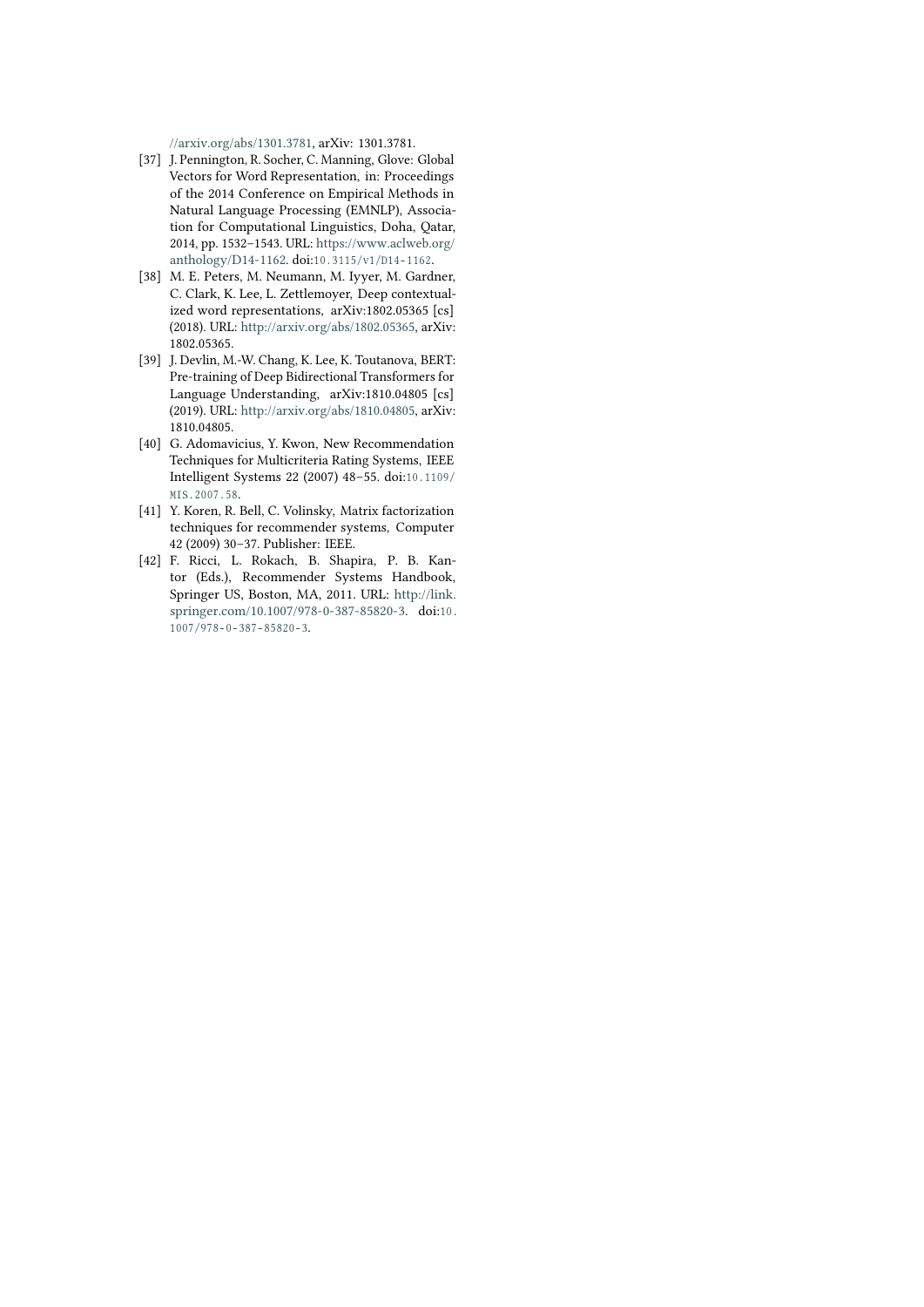//arxiv.org/abs/1301.3781, arXiv: 1301.3781.

[37] J. Pennington, R. Socher, C. Manning, Glove: Global Vectors for Word Representation, in: Proceedings of the 2014 Conference on Empirical Methods in Natural Language Processing (EMNLP), Association for Computational Linguistics, Doha, Qatar, 2014, pp. 1532–1543. URL: https://www.aclweb.org/anthology/D14-1162. doi:10.3115/v1/D14-1162.

[38] M. E. Peters, M. Neumann, M. Iyyer, M. Gardner, C. Clark, K. Lee, L. Zettlemoyer, Deep contextualized word representations, arXiv:1802.05365 [cs] (2018). URL: http://arxiv.org/abs/1802.05365, arXiv: 1802.05365.

[39] J. Devlin, M.-W. Chang, K. Lee, K. Toutanova, BERT: Pre-training of Deep Bidirectional Transformers for Language Understanding, arXiv:1810.04805 [cs] (2019). URL: http://arxiv.org/abs/1810.04805, arXiv: 1810.04805.

[40] G. Adomavicius, Y. Kwon, New Recommendation Techniques for Multicriteria Rating Systems, IEEE Intelligent Systems 22 (2007) 48–55. doi:10.1109/MIS.2007.58.

[41] Y. Koren, R. Bell, C. Volinsky, Matrix factorization techniques for recommender systems, Computer 42 (2009) 30–37. Publisher: IEEE.

[42] F. Ricci, L. Rokach, B. Shapira, P. B. Kantor (Eds.), Recommender Systems Handbook, Springer US, Boston, MA, 2011. URL: http://link.springer.com/10.1007/978-0-387-85820-3. doi:10.1007/978-0-387-85820-3.